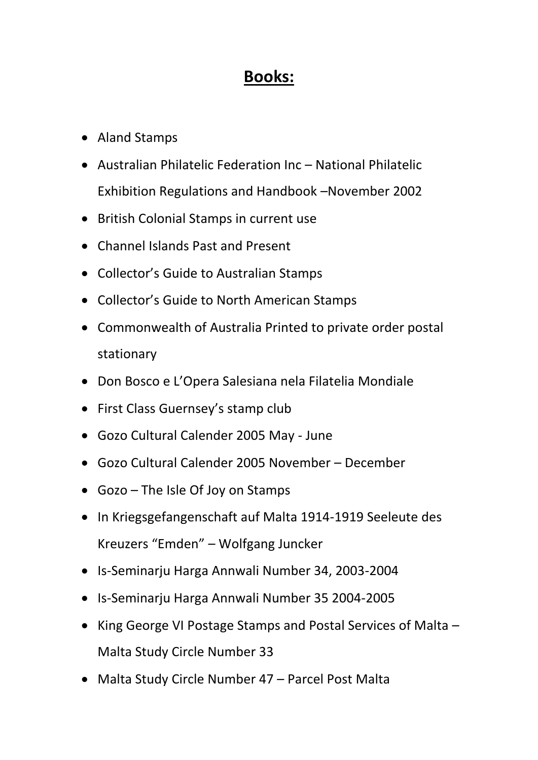# **Books:**

- Aland Stamps
- Australian Philatelic Federation Inc – National Philatelic Exhibition Regulations and Handbook –November 2002
- British Colonial Stamps in current use
- Channel Islands Past and Present
- Collector's Guide to Australian Stamps
- Collector's Guide to North American Stamps
- Commonwealth of Australia Printed to private order postal stationary
- Don Bosco e L'Opera Salesiana nela Filatelia Mondiale
- First Class Guernsey's stamp club
- Gozo Cultural Calender 2005 May - June
- Gozo Cultural Calender 2005 November – December
- Gozo – The Isle Of Joy on Stamps
- In Kriegsgefangenschaft auf Malta 1914-1919 Seeleute des Kreuzers "Emden" – Wolfgang Juncker
- Is-Seminarju Harga Annwali Number 34, 2003-2004
- Is-Seminarju Harga Annwali Number 35 2004-2005
- King George VI Postage Stamps and Postal Services of Malta – Malta Study Circle Number 33
- Malta Study Circle Number 47 – Parcel Post Malta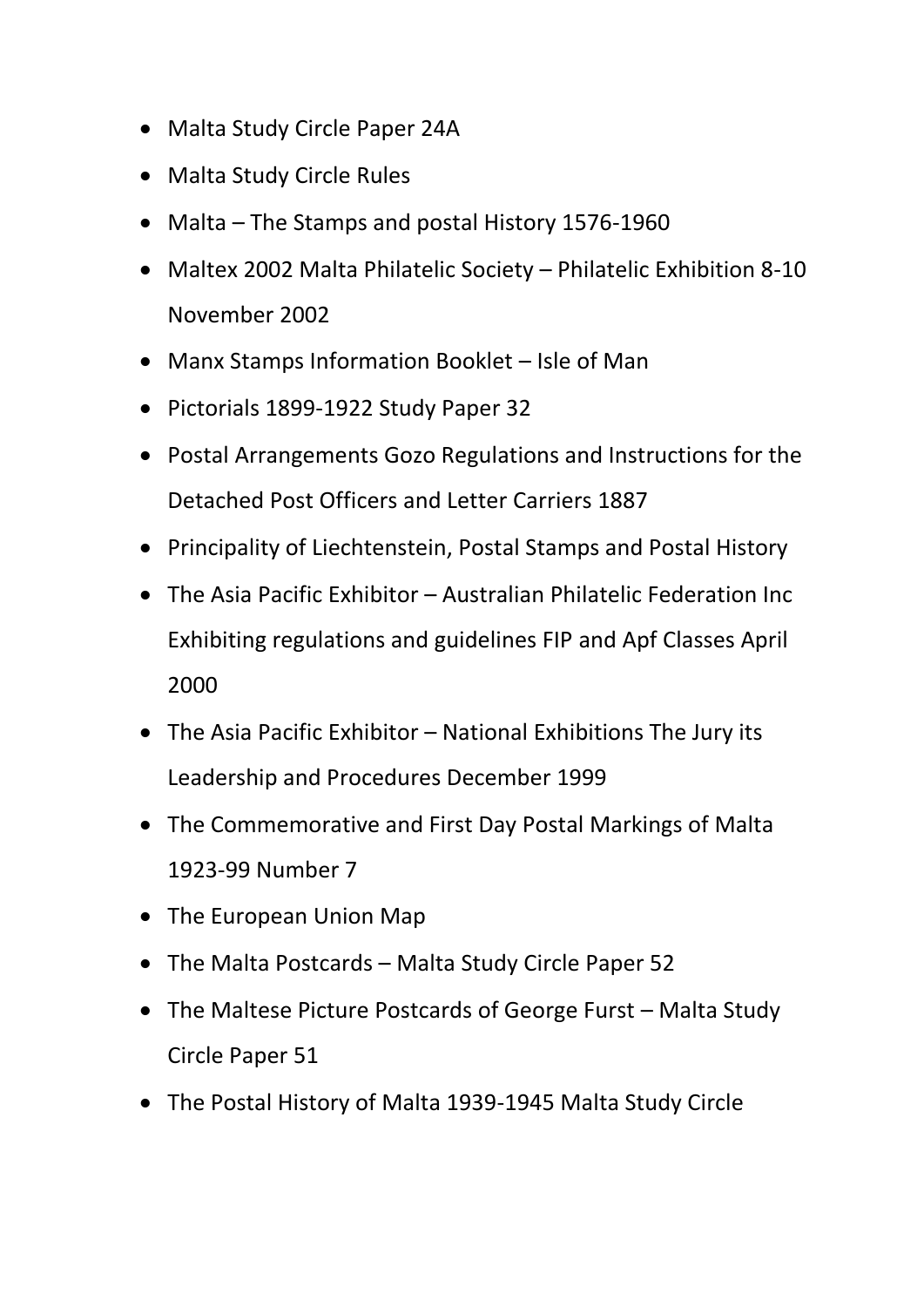- Malta Study Circle Paper 24A
- Malta Study Circle Rules
- Malta – The Stamps and postal History 1576-1960
- Maltex 2002 Malta Philatelic Society – Philatelic Exhibition 8-10 November 2002
- Manx Stamps Information Booklet – Isle of Man
- Pictorials 1899-1922 Study Paper 32
- Postal Arrangements Gozo Regulations and Instructions for the Detached Post Officers and Letter Carriers 1887
- Principality of Liechtenstein, Postal Stamps and Postal History
- The Asia Pacific Exhibitor – Australian Philatelic Federation Inc Exhibiting regulations and guidelines FIP and Apf Classes April 2000
- The Asia Pacific Exhibitor – National Exhibitions The Jury its Leadership and Procedures December 1999
- The Commemorative and First Day Postal Markings of Malta 1923-99 Number 7
- The European Union Map
- The Malta Postcards – Malta Study Circle Paper 52
- The Maltese Picture Postcards of George Furst – Malta Study Circle Paper 51
- The Postal History of Malta 1939-1945 Malta Study Circle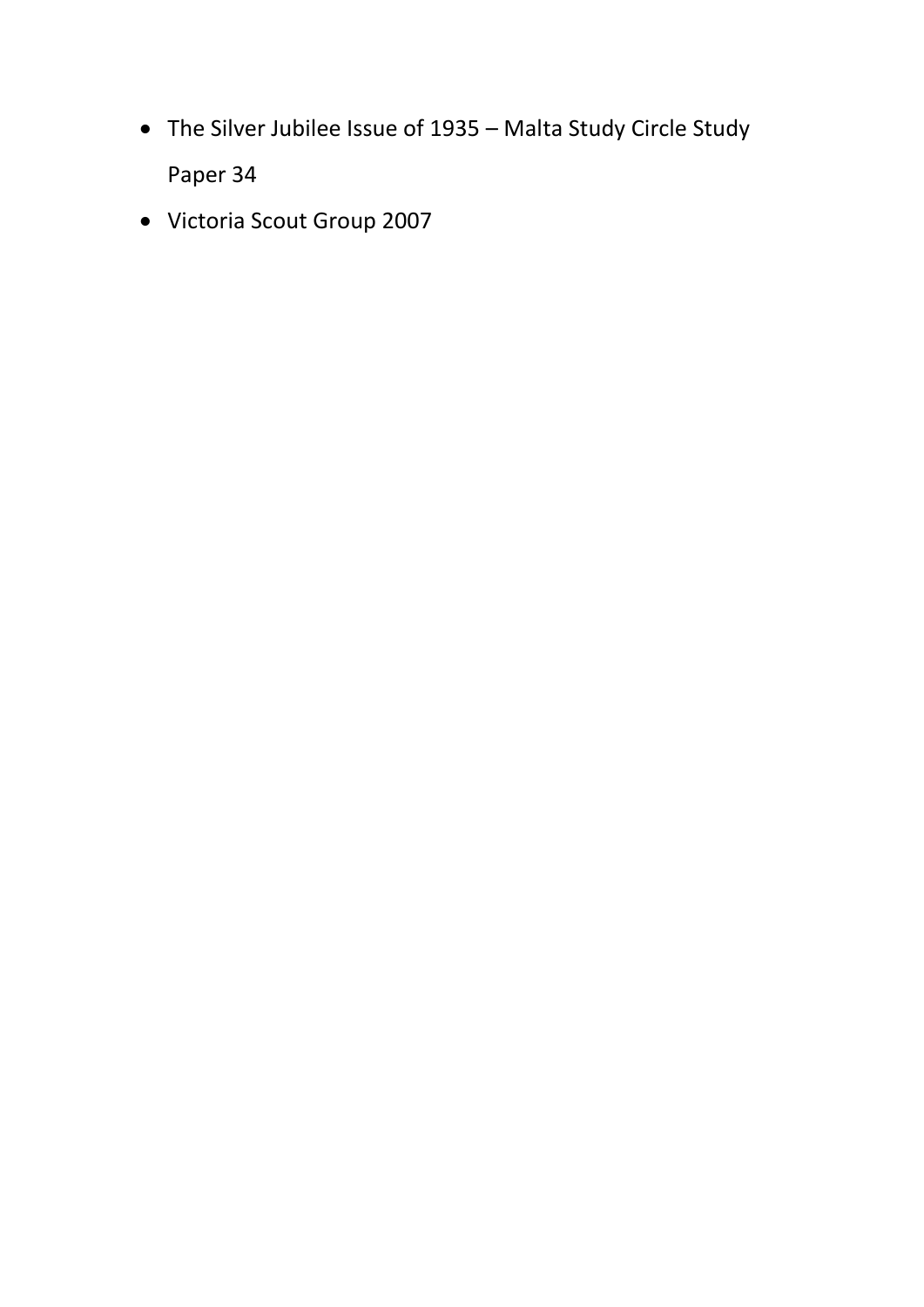- The Silver Jubilee Issue of 1935 – Malta Study Circle Study Paper 34
- Victoria Scout Group 2007